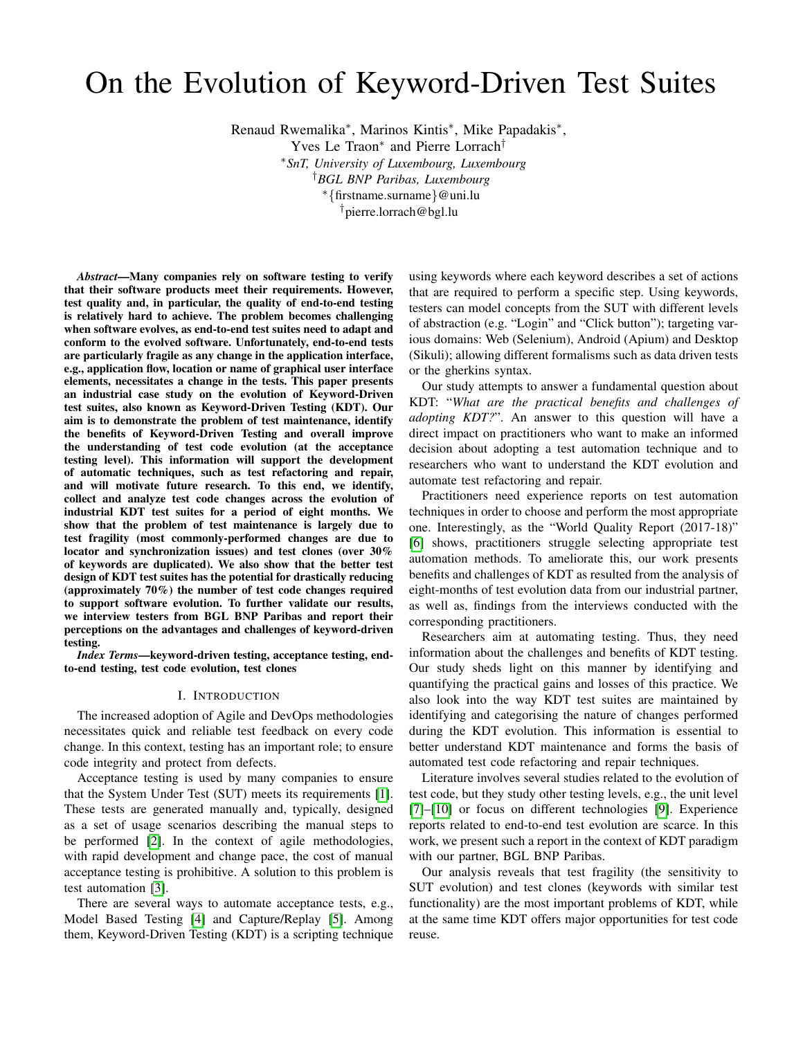# On the Evolution of Keyword-Driven Test Suites

Renaud Rwemalika[*], Marinos Kintis[*], Mike Papadakis[*],
Yves Le Traon[*] and Pierre Lorrach[†]

[*]*SnT, University of Luxembourg, Luxembourg*
[†]*BGL BNP Paribas, Luxembourg*
[*]{firstname.surname}@uni.lu
[†]pierre.lorrach@bgl.lu

***Abstract*—Many companies rely on software testing to verify that their software products meet their requirements. However, test quality and, in particular, the quality of end-to-end testing is relatively hard to achieve. The problem becomes challenging when software evolves, as end-to-end test suites need to adapt and conform to the evolved software. Unfortunately, end-to-end tests are particularly fragile as any change in the application interface, e.g., application flow, location or name of graphical user interface elements, necessitates a change in the tests. This paper presents an industrial case study on the evolution of Keyword-Driven test suites, also known as Keyword-Driven Testing (KDT). Our aim is to demonstrate the problem of test maintenance, identify the benefits of Keyword-Driven Testing and overall improve the understanding of test code evolution (at the acceptance testing level). This information will support the development of automatic techniques, such as test refactoring and repair, and will motivate future research. To this end, we identify, collect and analyze test code changes across the evolution of industrial KDT test suites for a period of eight months. We show that the problem of test maintenance is largely due to test fragility (most commonly-performed changes are due to locator and synchronization issues) and test clones (over 30% of keywords are duplicated). We also show that the better test design of KDT test suites has the potential for drastically reducing (approximately 70%) the number of test code changes required to support software evolution. To further validate our results, we interview testers from BGL BNP Paribas and report their perceptions on the advantages and challenges of keyword-driven testing.**

***Index Terms*—keyword-driven testing, acceptance testing, end-to-end testing, test code evolution, test clones**

## I. Introduction

The increased adoption of Agile and DevOps methodologies necessitates quick and reliable test feedback on every code change. In this context, testing has an important role; to ensure code integrity and protect from defects.

Acceptance testing is used by many companies to ensure that the System Under Test (SUT) meets its requirements [1]. These tests are generated manually and, typically, designed as a set of usage scenarios describing the manual steps to be performed [2]. In the context of agile methodologies, with rapid development and change pace, the cost of manual acceptance testing is prohibitive. A solution to this problem is test automation [3].

There are several ways to automate acceptance tests, e.g., Model Based Testing [4] and Capture/Replay [5]. Among them, Keyword-Driven Testing (KDT) is a scripting technique using keywords where each keyword describes a set of actions that are required to perform a specific step. Using keywords, testers can model concepts from the SUT with different levels of abstraction (e.g. "Login" and "Click button"); targeting various domains: Web (Selenium), Android (Apium) and Desktop (Sikuli); allowing different formalisms such as data driven tests or the gherkins syntax.

Our study attempts to answer a fundamental question about KDT: "*What are the practical benefits and challenges of adopting KDT?*". An answer to this question will have a direct impact on practitioners who want to make an informed decision about adopting a test automation technique and to researchers who want to understand the KDT evolution and automate test refactoring and repair.

Practitioners need experience reports on test automation techniques in order to choose and perform the most appropriate one. Interestingly, as the "World Quality Report (2017-18)" [6] shows, practitioners struggle selecting appropriate test automation methods. To ameliorate this, our work presents benefits and challenges of KDT as resulted from the analysis of eight-months of test evolution data from our industrial partner, as well as, findings from the interviews conducted with the corresponding practitioners.

Researchers aim at automating testing. Thus, they need information about the challenges and benefits of KDT testing. Our study sheds light on this manner by identifying and quantifying the practical gains and losses of this practice. We also look into the way KDT test suites are maintained by identifying and categorising the nature of changes performed during the KDT evolution. This information is essential to better understand KDT maintenance and forms the basis of automated test code refactoring and repair techniques.

Literature involves several studies related to the evolution of test code, but they study other testing levels, e.g., the unit level [7]–[10] or focus on different technologies [9]. Experience reports related to end-to-end test evolution are scarce. In this work, we present such a report in the context of KDT paradigm with our partner, BGL BNP Paribas.

Our analysis reveals that test fragility (the sensitivity to SUT evolution) and test clones (keywords with similar test functionality) are the most important problems of KDT, while at the same time KDT offers major opportunities for test code reuse.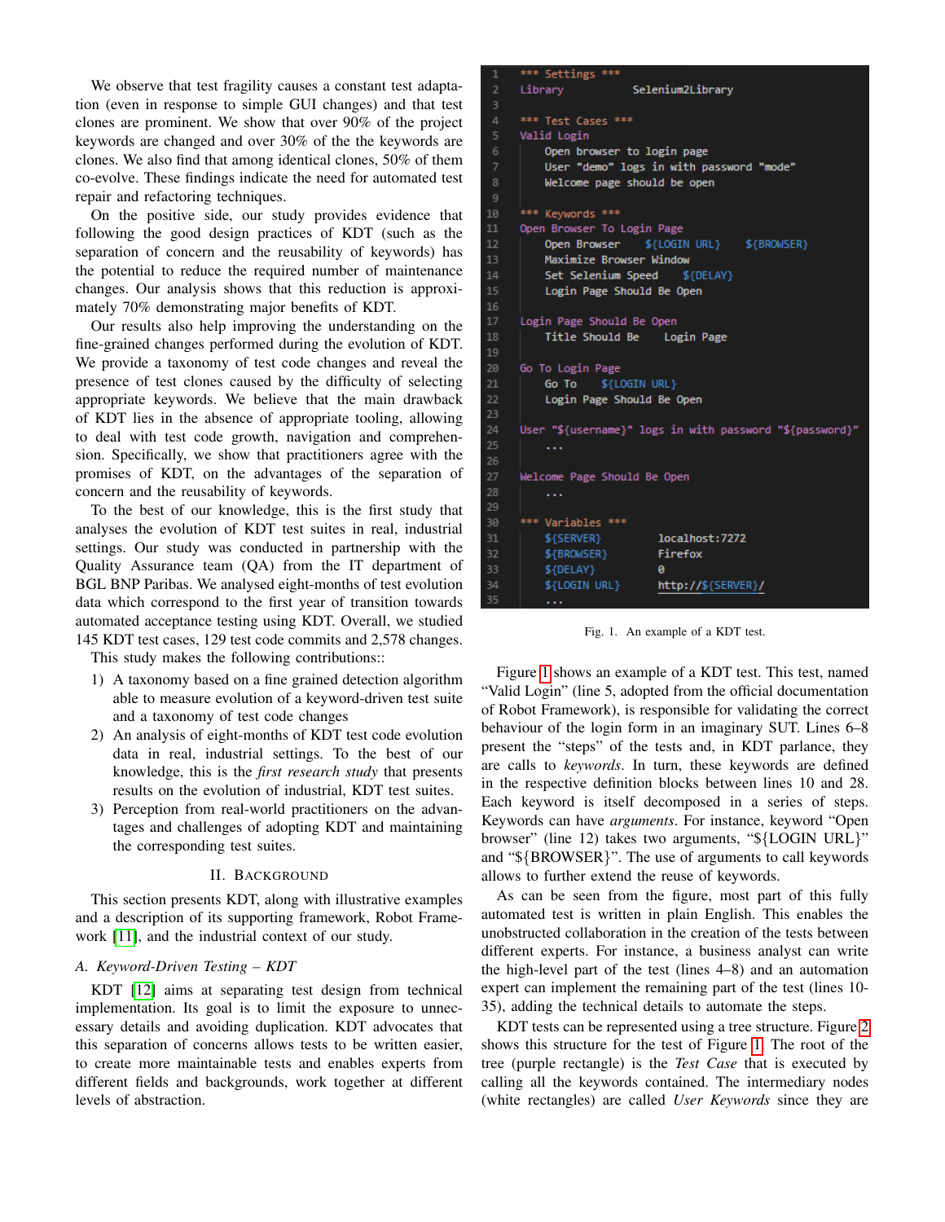We observe that test fragility causes a constant test adaptation (even in response to simple GUI changes) and that test clones are prominent. We show that over 90% of the project keywords are changed and over 30% of the the keywords are clones. We also find that among identical clones, 50% of them co-evolve. These findings indicate the need for automated test repair and refactoring techniques.

On the positive side, our study provides evidence that following the good design practices of KDT (such as the separation of concern and the reusability of keywords) has the potential to reduce the required number of maintenance changes. Our analysis shows that this reduction is approximately 70% demonstrating major benefits of KDT.

Our results also help improving the understanding on the fine-grained changes performed during the evolution of KDT. We provide a taxonomy of test code changes and reveal the presence of test clones caused by the difficulty of selecting appropriate keywords. We believe that the main drawback of KDT lies in the absence of appropriate tooling, allowing to deal with test code growth, navigation and comprehension. Specifically, we show that practitioners agree with the promises of KDT, on the advantages of the separation of concern and the reusability of keywords.

To the best of our knowledge, this is the first study that analyses the evolution of KDT test suites in real, industrial settings. Our study was conducted in partnership with the Quality Assurance team (QA) from the IT department of BGL BNP Paribas. We analysed eight-months of test evolution data which correspond to the first year of transition towards automated acceptance testing using KDT. Overall, we studied 145 KDT test cases, 129 test code commits and 2,578 changes.

This study makes the following contributions::

1) A taxonomy based on a fine grained detection algorithm able to measure evolution of a keyword-driven test suite and a taxonomy of test code changes
2) An analysis of eight-months of KDT test code evolution data in real, industrial settings. To the best of our knowledge, this is the *first research study* that presents results on the evolution of industrial, KDT test suites.
3) Perception from real-world practitioners on the advantages and challenges of adopting KDT and maintaining the corresponding test suites.

## II. Background

This section presents KDT, along with illustrative examples and a description of its supporting framework, Robot Framework [11], and the industrial context of our study.

### A. Keyword-Driven Testing – KDT

KDT [12] aims at separating test design from technical implementation. Its goal is to limit the exposure to unnecessary details and avoiding duplication. KDT advocates that this separation of concerns allows tests to be written easier, to create more maintainable tests and enables experts from different fields and backgrounds, work together at different levels of abstraction.

```
1   *** Settings ***
2   Library            Selenium2Library
3
4   *** Test Cases ***
5   Valid Login
6       Open browser to login page
7       User "demo" logs in with password "mode"
8       Welcome page should be open
9
10  *** Keywords ***
11  Open Browser To Login Page
12      Open Browser     ${LOGIN URL}    ${BROWSER}
13      Maximize Browser Window
14      Set Selenium Speed     ${DELAY}
15      Login Page Should Be Open
16
17  Login Page Should Be Open
18      Title Should Be     Login Page
19
20  Go To Login Page
21      Go To     ${LOGIN URL}
22      Login Page Should Be Open
23
24  User "${username}" logs in with password "${password}"
25      ...
26
27  Welcome Page Should Be Open
28      ...
29
30  *** Variables ***
31      ${SERVER}         localhost:7272
32      ${BROWSER}        Firefox
33      ${DELAY}          0
34      ${LOGIN URL}      http://${SERVER}/
35      ...
```

Fig. 1. An example of a KDT test.

Figure 1 shows an example of a KDT test. This test, named "Valid Login" (line 5, adopted from the official documentation of Robot Framework), is responsible for validating the correct behaviour of the login form in an imaginary SUT. Lines 6–8 present the "steps" of the tests and, in KDT parlance, they are calls to *keywords*. In turn, these keywords are defined in the respective definition blocks between lines 10 and 28. Each keyword is itself decomposed in a series of steps. Keywords can have *arguments*. For instance, keyword "Open browser" (line 12) takes two arguments, "${LOGIN URL}" and "${BROWSER}". The use of arguments to call keywords allows to further extend the reuse of keywords.

As can be seen from the figure, most part of this fully automated test is written in plain English. This enables the unobstructed collaboration in the creation of the tests between different experts. For instance, a business analyst can write the high-level part of the test (lines 4–8) and an automation expert can implement the remaining part of the test (lines 10-35), adding the technical details to automate the steps.

KDT tests can be represented using a tree structure. Figure 2 shows this structure for the test of Figure 1. The root of the tree (purple rectangle) is the *Test Case* that is executed by calling all the keywords contained. The intermediary nodes (white rectangles) are called *User Keywords* since they are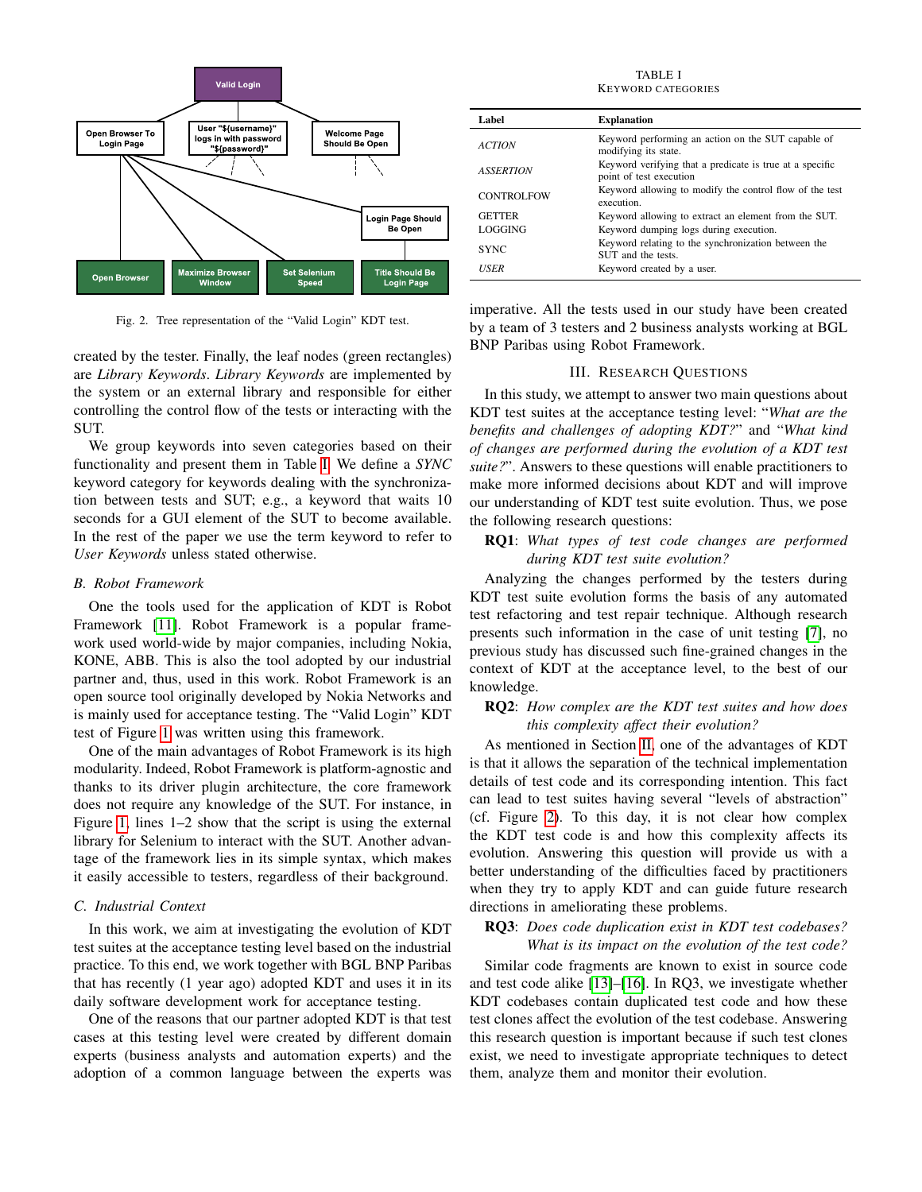Fig. 2. Tree representation of the "Valid Login" KDT test.

created by the tester. Finally, the leaf nodes (green rectangles) are *Library Keywords*. *Library Keywords* are implemented by the system or an external library and responsible for either controlling the control flow of the tests or interacting with the SUT.

We group keywords into seven categories based on their functionality and present them in Table I. We define a *SYNC* keyword category for keywords dealing with the synchronization between tests and SUT; e.g., a keyword that waits 10 seconds for a GUI element of the SUT to become available. In the rest of the paper we use the term keyword to refer to *User Keywords* unless stated otherwise.

### B. Robot Framework

One the tools used for the application of KDT is Robot Framework [11]. Robot Framework is a popular framework used world-wide by major companies, including Nokia, KONE, ABB. This is also the tool adopted by our industrial partner and, thus, used in this work. Robot Framework is an open source tool originally developed by Nokia Networks and is mainly used for acceptance testing. The "Valid Login" KDT test of Figure 1 was written using this framework.

One of the main advantages of Robot Framework is its high modularity. Indeed, Robot Framework is platform-agnostic and thanks to its driver plugin architecture, the core framework does not require any knowledge of the SUT. For instance, in Figure 1, lines 1–2 show that the script is using the external library for Selenium to interact with the SUT. Another advantage of the framework lies in its simple syntax, which makes it easily accessible to testers, regardless of their background.

### C. Industrial Context

In this work, we aim at investigating the evolution of KDT test suites at the acceptance testing level based on the industrial practice. To this end, we work together with BGL BNP Paribas that has recently (1 year ago) adopted KDT and uses it in its daily software development work for acceptance testing.

One of the reasons that our partner adopted KDT is that test cases at this testing level were created by different domain experts (business analysts and automation experts) and the adoption of a common language between the experts was imperative. All the tests used in our study have been created by a team of 3 testers and 2 business analysts working at BGL BNP Paribas using Robot Framework.

TABLE I
KEYWORD CATEGORIES

| Label | Explanation |
|---|---|
| *ACTION* | Keyword performing an action on the SUT capable of modifying its state. |
| *ASSERTION* | Keyword verifying that a predicate is true at a specific point of test execution |
| CONTROLFOW | Keyword allowing to modify the control flow of the test execution. |
| GETTER | Keyword allowing to extract an element from the SUT. |
| LOGGING | Keyword dumping logs during execution. |
| SYNC | Keyword relating to the synchronization between the SUT and the tests. |
| *USER* | Keyword created by a user. |

## III. Research Questions

In this study, we attempt to answer two main questions about KDT test suites at the acceptance testing level: "*What are the benefits and challenges of adopting KDT?*" and "*What kind of changes are performed during the evolution of a KDT test suite?*". Answers to these questions will enable practitioners to make more informed decisions about KDT and will improve our understanding of KDT test suite evolution. Thus, we pose the following research questions:

**RQ1**: *What types of test code changes are performed during KDT test suite evolution?*

Analyzing the changes performed by the testers during KDT test suite evolution forms the basis of any automated test refactoring and test repair technique. Although research presents such information in the case of unit testing [7], no previous study has discussed such fine-grained changes in the context of KDT at the acceptance level, to the best of our knowledge.

**RQ2**: *How complex are the KDT test suites and how does this complexity affect their evolution?*

As mentioned in Section II, one of the advantages of KDT is that it allows the separation of the technical implementation details of test code and its corresponding intention. This fact can lead to test suites having several "levels of abstraction" (cf. Figure 2). To this day, it is not clear how complex the KDT test code is and how this complexity affects its evolution. Answering this question will provide us with a better understanding of the difficulties faced by practitioners when they try to apply KDT and can guide future research directions in ameliorating these problems.

**RQ3**: *Does code duplication exist in KDT test codebases? What is its impact on the evolution of the test code?*

Similar code fragments are known to exist in source code and test code alike [13]–[16]. In RQ3, we investigate whether KDT codebases contain duplicated test code and how these test clones affect the evolution of the test codebase. Answering this research question is important because if such test clones exist, we need to investigate appropriate techniques to detect them, analyze them and monitor their evolution.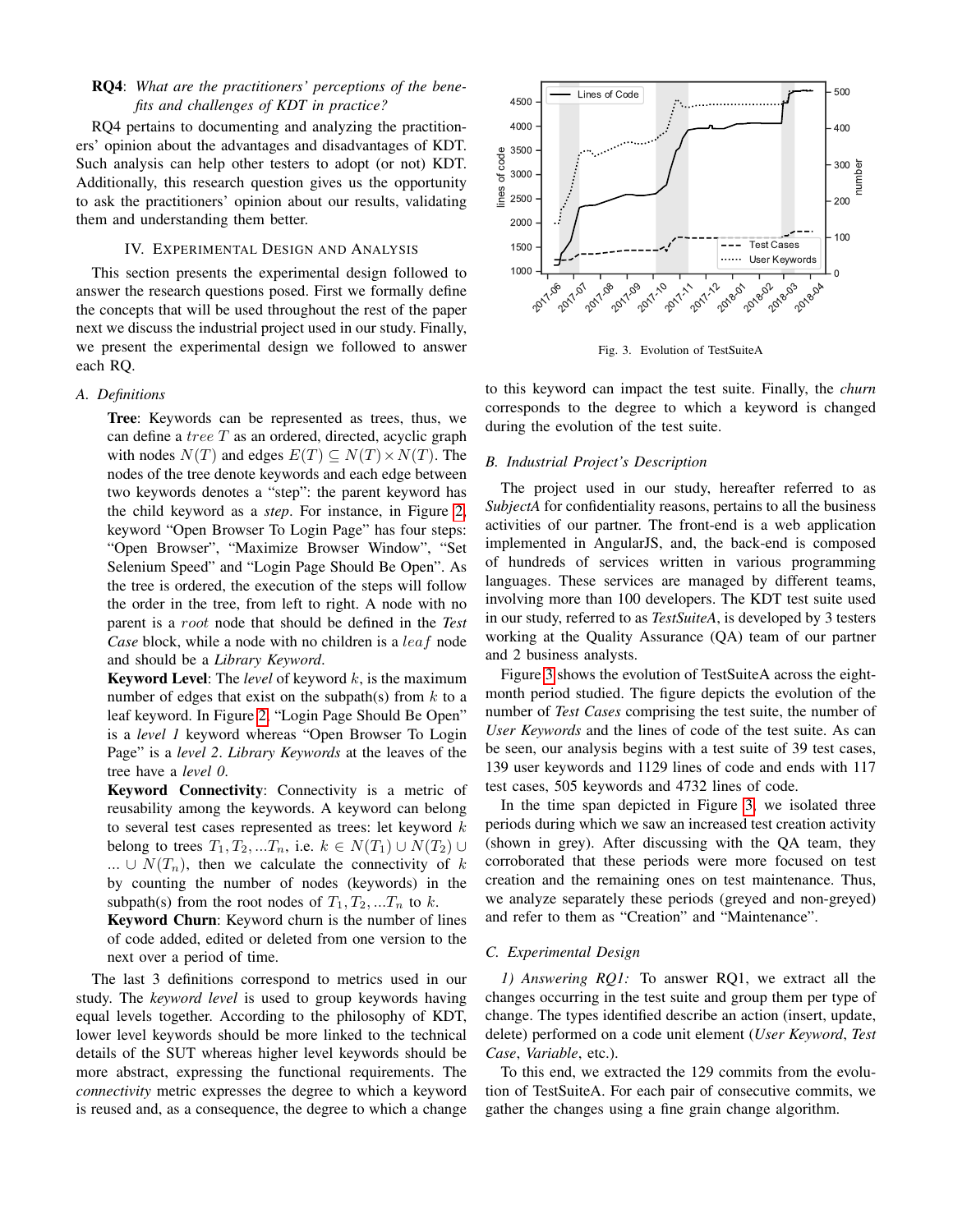**RQ4**: *What are the practitioners' perceptions of the benefits and challenges of KDT in practice?*

RQ4 pertains to documenting and analyzing the practitioners' opinion about the advantages and disadvantages of KDT. Such analysis can help other testers to adopt (or not) KDT. Additionally, this research question gives us the opportunity to ask the practitioners' opinion about our results, validating them and understanding them better.

## IV. Experimental Design and Analysis

This section presents the experimental design followed to answer the research questions posed. First we formally define the concepts that will be used throughout the rest of the paper next we discuss the industrial project used in our study. Finally, we present the experimental design we followed to answer each RQ.

### A. Definitions

**Tree**: Keywords can be represented as trees, thus, we can define a $tree$ $T$ as an ordered, directed, acyclic graph with nodes $N(T)$ and edges $E(T) \subseteq N(T) \times N(T)$. The nodes of the tree denote keywords and each edge between two keywords denotes a "step": the parent keyword has the child keyword as a *step*. For instance, in Figure 2, keyword "Open Browser To Login Page" has four steps: "Open Browser", "Maximize Browser Window", "Set Selenium Speed" and "Login Page Should Be Open". As the tree is ordered, the execution of the steps will follow the order in the tree, from left to right. A node with no parent is a $root$ node that should be defined in the *Test Case* block, while a node with no children is a $leaf$ node and should be a *Library Keyword*.

**Keyword Level**: The *level* of keyword $k$, is the maximum number of edges that exist on the subpath(s) from $k$ to a leaf keyword. In Figure 2, "Login Page Should Be Open" is a *level 1* keyword whereas "Open Browser To Login Page" is a *level 2*. *Library Keywords* at the leaves of the tree have a *level 0*.

**Keyword Connectivity**: Connectivity is a metric of reusability among the keywords. A keyword can belong to several test cases represented as trees: let keyword $k$ belong to trees $T_1, T_2, ...T_n$, i.e. $k \in N(T_1) \cup N(T_2) \cup ... \cup N(T_n)$, then we calculate the connectivity of $k$ by counting the number of nodes (keywords) in the subpath(s) from the root nodes of $T_1, T_2, ...T_n$ to $k$.

**Keyword Churn**: Keyword churn is the number of lines of code added, edited or deleted from one version to the next over a period of time.

The last 3 definitions correspond to metrics used in our study. The *keyword level* is used to group keywords having equal levels together. According to the philosophy of KDT, lower level keywords should be more linked to the technical details of the SUT whereas higher level keywords should be more abstract, expressing the functional requirements. The *connectivity* metric expresses the degree to which a keyword is reused and, as a consequence, the degree to which a change to this keyword can impact the test suite. Finally, the *churn* corresponds to the degree to which a keyword is changed during the evolution of the test suite.

Fig. 3. Evolution of TestSuiteA

### B. Industrial Project's Description

The project used in our study, hereafter referred to as *SubjectA* for confidentiality reasons, pertains to all the business activities of our partner. The front-end is a web application implemented in AngularJS, and, the back-end is composed of hundreds of services written in various programming languages. These services are managed by different teams, involving more than 100 developers. The KDT test suite used in our study, referred to as *TestSuiteA*, is developed by 3 testers working at the Quality Assurance (QA) team of our partner and 2 business analysts.

Figure 3 shows the evolution of TestSuiteA across the eight-month period studied. The figure depicts the evolution of the number of *Test Cases* comprising the test suite, the number of *User Keywords* and the lines of code of the test suite. As can be seen, our analysis begins with a test suite of 39 test cases, 139 user keywords and 1129 lines of code and ends with 117 test cases, 505 keywords and 4732 lines of code.

In the time span depicted in Figure 3, we isolated three periods during which we saw an increased test creation activity (shown in grey). After discussing with the QA team, they corroborated that these periods were more focused on test creation and the remaining ones on test maintenance. Thus, we analyze separately these periods (greyed and non-greyed) and refer to them as "Creation" and "Maintenance".

### C. Experimental Design

*1) Answering RQ1:* To answer RQ1, we extract all the changes occurring in the test suite and group them per type of change. The types identified describe an action (insert, update, delete) performed on a code unit element (*User Keyword*, *Test Case*, *Variable*, etc.).

To this end, we extracted the 129 commits from the evolution of TestSuiteA. For each pair of consecutive commits, we gather the changes using a fine grain change algorithm.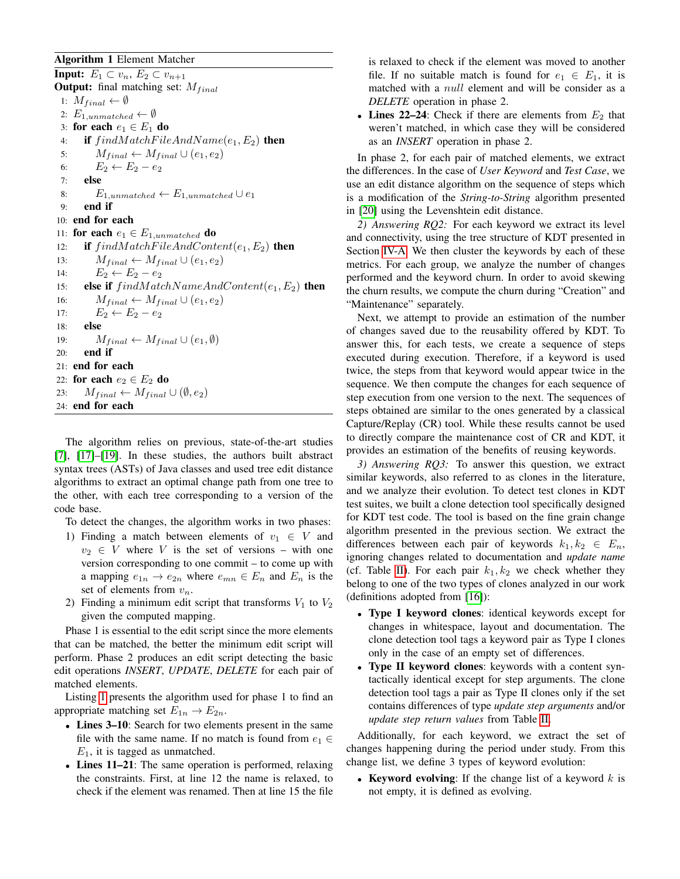**Algorithm 1** Element Matcher

**Input:** $E_1 \subset v_n$, $E_2 \subset v_{n+1}$
**Output:** final matching set: $M_{final}$

```
1:  M_final ← ∅
2:  E_1,unmatched ← ∅
3:  for each e_1 ∈ E_1 do
4:      if findMatchFileAndName(e_1, E_2) then
5:          M_final ← M_final ∪ (e_1, e_2)
6:          E_2 ← E_2 − e_2
7:      else
8:          E_1,unmatched ← E_1,unmatched ∪ e_1
9:      end if
10: end for each
11: for each e_1 ∈ E_1,unmatched do
12:     if findMatchFileAndContent(e_1, E_2) then
13:         M_final ← M_final ∪ (e_1, e_2)
14:         E_2 ← E_2 − e_2
15:     else if findMatchNameAndContent(e_1, E_2) then
16:         M_final ← M_final ∪ (e_1, e_2)
17:         E_2 ← E_2 − e_2
18:     else
19:         M_final ← M_final ∪ (e_1, ∅)
20:     end if
21: end for each
22: for each e_2 ∈ E_2 do
23:     M_final ← M_final ∪ (∅, e_2)
24: end for each
```

The algorithm relies on previous, state-of-the-art studies [7], [17]–[19]. In these studies, the authors built abstract syntax trees (ASTs) of Java classes and used tree edit distance algorithms to extract an optimal change path from one tree to the other, with each tree corresponding to a version of the code base.

To detect the changes, the algorithm works in two phases:

1) Finding a match between elements of $v_1 \in V$ and $v_2 \in V$ where $V$ is the set of versions – with one version corresponding to one commit – to come up with a mapping $e_{1n} \rightarrow e_{2n}$ where $e_{mn} \in E_n$ and $E_n$ is the set of elements from $v_n$.
2) Finding a minimum edit script that transforms $V_1$ to $V_2$ given the computed mapping.

Phase 1 is essential to the edit script since the more elements that can be matched, the better the minimum edit script will perform. Phase 2 produces an edit script detecting the basic edit operations *INSERT*, *UPDATE*, *DELETE* for each pair of matched elements.

Listing 1 presents the algorithm used for phase 1 to find an appropriate matching set $E_{1n} \rightarrow E_{2n}$.

- **Lines 3–10**: Search for two elements present in the same file with the same name. If no match is found from $e_1 \in E_1$, it is tagged as unmatched.
- **Lines 11–21**: The same operation is performed, relaxing the constraints. First, at line 12 the name is relaxed, to check if the element was renamed. Then at line 15 the file is relaxed to check if the element was moved to another file. If no suitable match is found for $e_1 \in E_1$, it is matched with a *null* element and will be consider as a *DELETE* operation in phase 2.
- **Lines 22–24**: Check if there are elements from $E_2$ that weren't matched, in which case they will be considered as an *INSERT* operation in phase 2.

In phase 2, for each pair of matched elements, we extract the differences. In the case of *User Keyword* and *Test Case*, we use an edit distance algorithm on the sequence of steps which is a modification of the *String-to-String* algorithm presented in [20] using the Levenshtein edit distance.

*2) Answering RQ2:* For each keyword we extract its level and connectivity, using the tree structure of KDT presented in Section IV-A. We then cluster the keywords by each of these metrics. For each group, we analyze the number of changes performed and the keyword churn. In order to avoid skewing the churn results, we compute the churn during "Creation" and "Maintenance" separately.

Next, we attempt to provide an estimation of the number of changes saved due to the reusability offered by KDT. To answer this, for each tests, we create a sequence of steps executed during execution. Therefore, if a keyword is used twice, the steps from that keyword would appear twice in the sequence. We then compute the changes for each sequence of step execution from one version to the next. The sequences of steps obtained are similar to the ones generated by a classical Capture/Replay (CR) tool. While these results cannot be used to directly compare the maintenance cost of CR and KDT, it provides an estimation of the benefits of reusing keywords.

*3) Answering RQ3:* To answer this question, we extract similar keywords, also referred to as clones in the literature, and we analyze their evolution. To detect test clones in KDT test suites, we built a clone detection tool specifically designed for KDT test code. The tool is based on the fine grain change algorithm presented in the previous section. We extract the differences between each pair of keywords $k_1, k_2 \in E_n$, ignoring changes related to documentation and *update name* (cf. Table II). For each pair $k_1, k_2$ we check whether they belong to one of the two types of clones analyzed in our work (definitions adopted from [16]):

- **Type I keyword clones**: identical keywords except for changes in whitespace, layout and documentation. The clone detection tool tags a keyword pair as Type I clones only in the case of an empty set of differences.
- **Type II keyword clones**: keywords with a content syntactically identical except for step arguments. The clone detection tool tags a pair as Type II clones only if the set contains differences of type *update step arguments* and/or *update step return values* from Table II.

Additionally, for each keyword, we extract the set of changes happening during the period under study. From this change list, we define 3 types of keyword evolution:

- **Keyword evolving**: If the change list of a keyword $k$ is not empty, it is defined as evolving.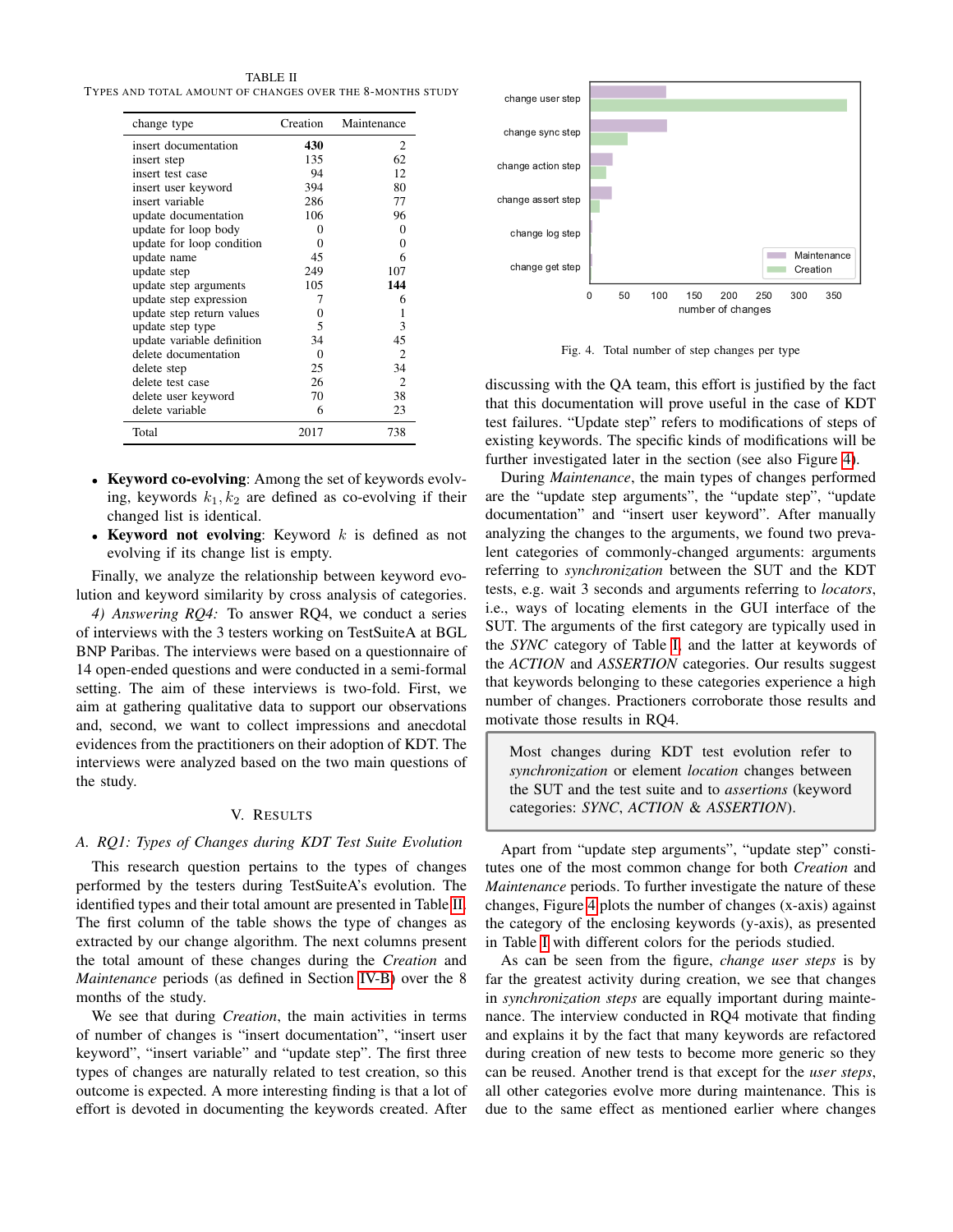TABLE II
TYPES AND TOTAL AMOUNT OF CHANGES OVER THE 8-MONTHS STUDY

| change type | Creation | Maintenance |
|---|---|---|
| insert documentation | **430** | 2 |
| insert step | 135 | 62 |
| insert test case | 94 | 12 |
| insert user keyword | 394 | 80 |
| insert variable | 286 | 77 |
| update documentation | 106 | 96 |
| update for loop body | 0 | 0 |
| update for loop condition | 0 | 0 |
| update name | 45 | 6 |
| update step | 249 | 107 |
| update step arguments | 105 | **144** |
| update step expression | 7 | 6 |
| update step return values | 0 | 1 |
| update step type | 5 | 3 |
| update variable definition | 34 | 45 |
| delete documentation | 0 | 2 |
| delete step | 25 | 34 |
| delete test case | 26 | 2 |
| delete user keyword | 70 | 38 |
| delete variable | 6 | 23 |
| Total | 2017 | 738 |

- **Keyword co-evolving**: Among the set of keywords evolving, keywords $k_1, k_2$ are defined as co-evolving if their changed list is identical.
- **Keyword not evolving**: Keyword $k$ is defined as not evolving if its change list is empty.

Finally, we analyze the relationship between keyword evolution and keyword similarity by cross analysis of categories.

*4) Answering RQ4:* To answer RQ4, we conduct a series of interviews with the 3 testers working on TestSuiteA at BGL BNP Paribas. The interviews were based on a questionnaire of 14 open-ended questions and were conducted in a semi-formal setting. The aim of these interviews is two-fold. First, we aim at gathering qualitative data to support our observations and, second, we want to collect impressions and anecdotal evidences from the practitioners on their adoption of KDT. The interviews were analyzed based on the two main questions of the study.

## V. RESULTS

### A. RQ1: Types of Changes during KDT Test Suite Evolution

This research question pertains to the types of changes performed by the testers during TestSuiteA's evolution. The identified types and their total amount are presented in Table II. The first column of the table shows the type of changes as extracted by our change algorithm. The next columns present the total amount of these changes during the *Creation* and *Maintenance* periods (as defined in Section IV-B) over the 8 months of the study.

We see that during *Creation*, the main activities in terms of number of changes is "insert documentation", "insert user keyword", "insert variable" and "update step". The first three types of changes are naturally related to test creation, so this outcome is expected. A more interesting finding is that a lot of effort is devoted in documenting the keywords created. After discussing with the QA team, this effort is justified by the fact that this documentation will prove useful in the case of KDT test failures. "Update step" refers to modifications of steps of existing keywords. The specific kinds of modifications will be further investigated later in the section (see also Figure 4).

Fig. 4. Total number of step changes per type

During *Maintenance*, the main types of changes performed are the "update step arguments", the "update step", "update documentation" and "insert user keyword". After manually analyzing the changes to the arguments, we found two prevalent categories of commonly-changed arguments: arguments referring to *synchronization* between the SUT and the KDT tests, e.g. wait 3 seconds and arguments referring to *locators*, i.e., ways of locating elements in the GUI interface of the SUT. The arguments of the first category are typically used in the *SYNC* category of Table I, and the latter at keywords of the *ACTION* and *ASSERTION* categories. Our results suggest that keywords belonging to these categories experience a high number of changes. Practioners corroborate those results and motivate those results in RQ4.

> Most changes during KDT test evolution refer to *synchronization* or element *location* changes between the SUT and the test suite and to *assertions* (keyword categories: *SYNC*, *ACTION* & *ASSERTION*).

Apart from "update step arguments", "update step" constitutes one of the most common change for both *Creation* and *Maintenance* periods. To further investigate the nature of these changes, Figure 4 plots the number of changes (x-axis) against the category of the enclosing keywords (y-axis), as presented in Table I with different colors for the periods studied.

As can be seen from the figure, *change user steps* is by far the greatest activity during creation, we see that changes in *synchronization steps* are equally important during maintenance. The interview conducted in RQ4 motivate that finding and explains it by the fact that many keywords are refactored during creation of new tests to become more generic so they can be reused. Another trend is that except for the *user steps*, all other categories evolve more during maintenance. This is due to the same effect as mentioned earlier where changes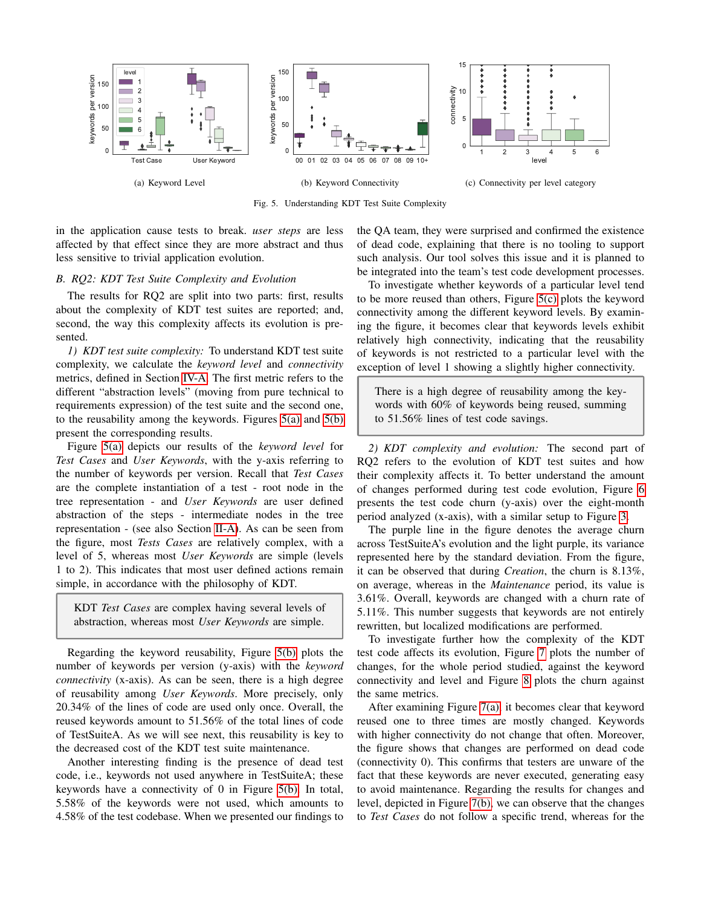(a) Keyword Level

(b) Keyword Connectivity

(c) Connectivity per level category

Fig. 5. Understanding KDT Test Suite Complexity

in the application cause tests to break. *user steps* are less affected by that effect since they are more abstract and thus less sensitive to trivial application evolution.

### B. RQ2: KDT Test Suite Complexity and Evolution

The results for RQ2 are split into two parts: first, results about the complexity of KDT test suites are reported; and, second, the way this complexity affects its evolution is presented.

*1) KDT test suite complexity:* To understand KDT test suite complexity, we calculate the *keyword level* and *connectivity* metrics, defined in Section IV-A. The first metric refers to the different "abstraction levels" (moving from pure technical to requirements expression) of the test suite and the second one, to the reusability among the keywords. Figures 5(a) and 5(b) present the corresponding results.

Figure 5(a) depicts our results of the *keyword level* for *Test Cases* and *User Keywords*, with the y-axis referring to the number of keywords per version. Recall that *Test Cases* are the complete instantiation of a test - root node in the tree representation - and *User Keywords* are user defined abstraction of the steps - intermediate nodes in the tree representation - (see also Section II-A). As can be seen from the figure, most *Tests Cases* are relatively complex, with a level of 5, whereas most *User Keywords* are simple (levels 1 to 2). This indicates that most user defined actions remain simple, in accordance with the philosophy of KDT.

> KDT *Test Cases* are complex having several levels of abstraction, whereas most *User Keywords* are simple.

Regarding the keyword reusability, Figure 5(b) plots the number of keywords per version (y-axis) with the *keyword connectivity* (x-axis). As can be seen, there is a high degree of reusability among *User Keywords*. More precisely, only 20.34% of the lines of code are used only once. Overall, the reused keywords amount to 51.56% of the total lines of code of TestSuiteA. As we will see next, this reusability is key to the decreased cost of the KDT test suite maintenance.

Another interesting finding is the presence of dead test code, i.e., keywords not used anywhere in TestSuiteA; these keywords have a connectivity of 0 in Figure 5(b). In total, 5.58% of the keywords were not used, which amounts to 4.58% of the test codebase. When we presented our findings to the QA team, they were surprised and confirmed the existence of dead code, explaining that there is no tooling to support such analysis. Our tool solves this issue and it is planned to be integrated into the team's test code development processes.

To investigate whether keywords of a particular level tend to be more reused than others, Figure 5(c) plots the keyword connectivity among the different keyword levels. By examining the figure, it becomes clear that keywords levels exhibit relatively high connectivity, indicating that the reusability of keywords is not restricted to a particular level with the exception of level 1 showing a slightly higher connectivity.

> There is a high degree of reusability among the keywords with 60% of keywords being reused, summing to 51.56% lines of test code savings.

*2) KDT complexity and evolution:* The second part of RQ2 refers to the evolution of KDT test suites and how their complexity affects it. To better understand the amount of changes performed during test code evolution, Figure 6 presents the test code churn (y-axis) over the eight-month period analyzed (x-axis), with a similar setup to Figure 3.

The purple line in the figure denotes the average churn across TestSuiteA's evolution and the light purple, its variance represented here by the standard deviation. From the figure, it can be observed that during *Creation*, the churn is 8.13%, on average, whereas in the *Maintenance* period, its value is 3.61%. Overall, keywords are changed with a churn rate of 5.11%. This number suggests that keywords are not entirely rewritten, but localized modifications are performed.

To investigate further how the complexity of the KDT test code affects its evolution, Figure 7 plots the number of changes, for the whole period studied, against the keyword connectivity and level and Figure 8 plots the churn against the same metrics.

After examining Figure 7(a), it becomes clear that keyword reused one to three times are mostly changed. Keywords with higher connectivity do not change that often. Moreover, the figure shows that changes are performed on dead code (connectivity 0). This confirms that testers are unaware of the fact that these keywords are never executed, generating easy to avoid maintenance. Regarding the results for changes and level, depicted in Figure 7(b), we can observe that the changes to *Test Cases* do not follow a specific trend, whereas for the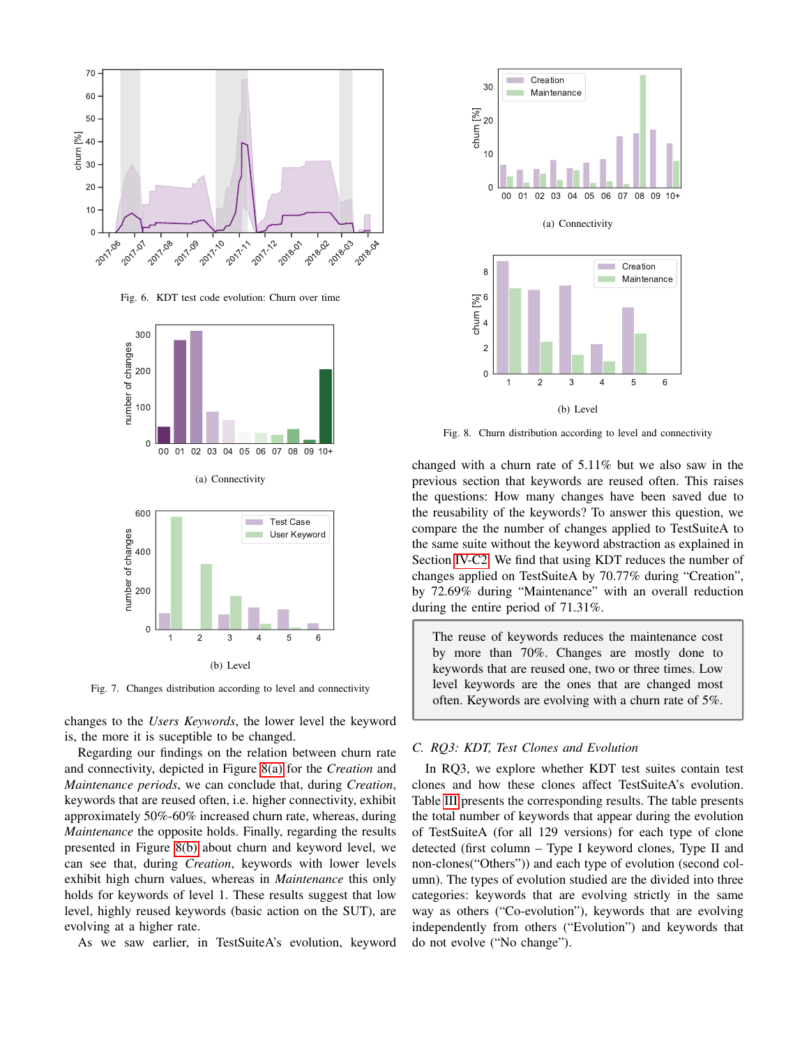Fig. 6. KDT test code evolution: Churn over time

(a) Connectivity

(b) Level

Fig. 7. Changes distribution according to level and connectivity

changes to the *Users Keywords*, the lower level the keyword is, the more it is suceptible to be changed.

Regarding our findings on the relation between churn rate and connectivity, depicted in Figure 8(a) for the *Creation* and *Maintenance periods*, we can conclude that, during *Creation*, keywords that are reused often, i.e. higher connectivity, exhibit approximately 50%-60% increased churn rate, whereas, during *Maintenance* the opposite holds. Finally, regarding the results presented in Figure 8(b) about churn and keyword level, we can see that, during *Creation*, keywords with lower levels exhibit high churn values, whereas in *Maintenance* this only holds for keywords of level 1. These results suggest that low level, highly reused keywords (basic action on the SUT), are evolving at a higher rate.

As we saw earlier, in TestSuiteA's evolution, keyword

(a) Connectivity

(b) Level

Fig. 8. Churn distribution according to level and connectivity

changed with a churn rate of 5.11% but we also saw in the previous section that keywords are reused often. This raises the questions: How many changes have been saved due to the reusability of the keywords? To answer this question, we compare the the number of changes applied to TestSuiteA to the same suite without the keyword abstraction as explained in Section IV-C2. We find that using KDT reduces the number of changes applied on TestSuiteA by 70.77% during "Creation", by 72.69% during "Maintenance" with an overall reduction during the entire period of 71.31%.

> The reuse of keywords reduces the maintenance cost by more than 70%. Changes are mostly done to keywords that are reused one, two or three times. Low level keywords are the ones that are changed most often. Keywords are evolving with a churn rate of 5%.

### C. RQ3: KDT, Test Clones and Evolution

In RQ3, we explore whether KDT test suites contain test clones and how these clones affect TestSuiteA's evolution. Table III presents the corresponding results. The table presents the total number of keywords that appear during the evolution of TestSuiteA (for all 129 versions) for each type of clone detected (first column – Type I keyword clones, Type II and non-clones("Others")) and each type of evolution (second column). The types of evolution studied are the divided into three categories: keywords that are evolving strictly in the same way as others ("Co-evolution"), keywords that are evolving independently from others ("Evolution") and keywords that do not evolve ("No change").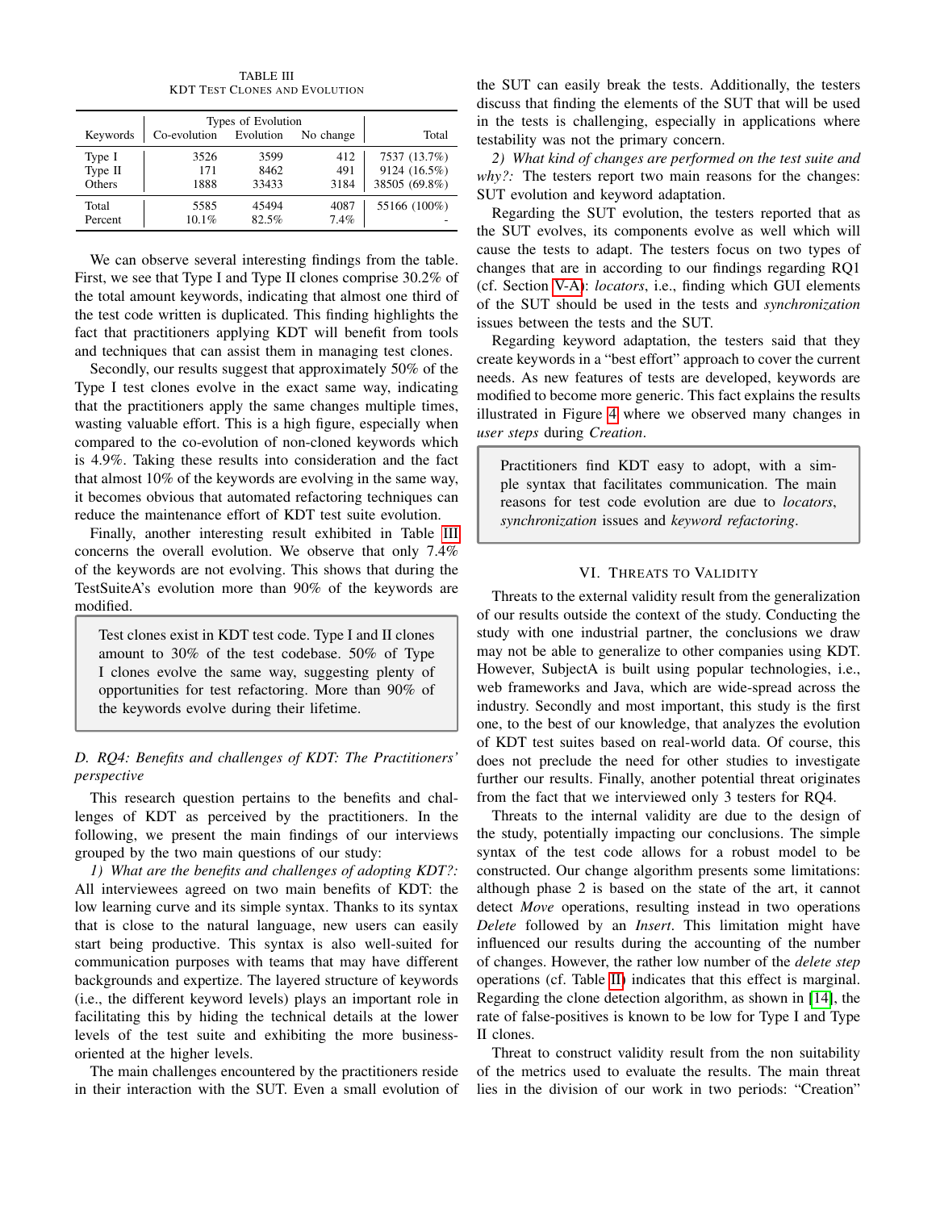TABLE III
KDT TEST CLONES AND EVOLUTION

| Keywords | Types of Evolution | | | Total |
|---|---|---|---|---|
| | Co-evolution | Evolution | No change | |
| Type I | 3526 | 3599 | 412 | 7537 (13.7%) |
| Type II | 171 | 8462 | 491 | 9124 (16.5%) |
| Others | 1888 | 33433 | 3184 | 38505 (69.8%) |
| Total | 5585 | 45494 | 4087 | 55166 (100%) |
| Percent | 10.1% | 82.5% | 7.4% | - |

We can observe several interesting findings from the table. First, we see that Type I and Type II clones comprise 30.2% of the total amount keywords, indicating that almost one third of the test code written is duplicated. This finding highlights the fact that practitioners applying KDT will benefit from tools and techniques that can assist them in managing test clones.

Secondly, our results suggest that approximately 50% of the Type I test clones evolve in the exact same way, indicating that the practitioners apply the same changes multiple times, wasting valuable effort. This is a high figure, especially when compared to the co-evolution of non-cloned keywords which is 4.9%. Taking these results into consideration and the fact that almost 10% of the keywords are evolving in the same way, it becomes obvious that automated refactoring techniques can reduce the maintenance effort of KDT test suite evolution.

Finally, another interesting result exhibited in Table III concerns the overall evolution. We observe that only 7.4% of the keywords are not evolving. This shows that during the TestSuiteA's evolution more than 90% of the keywords are modified.

> Test clones exist in KDT test code. Type I and II clones amount to 30% of the test codebase. 50% of Type I clones evolve the same way, suggesting plenty of opportunities for test refactoring. More than 90% of the keywords evolve during their lifetime.

### D. RQ4: Benefits and challenges of KDT: The Practitioners' perspective

This research question pertains to the benefits and challenges of KDT as perceived by the practitioners. In the following, we present the main findings of our interviews grouped by the two main questions of our study:

*1) What are the benefits and challenges of adopting KDT?:* All interviewees agreed on two main benefits of KDT: the low learning curve and its simple syntax. Thanks to its syntax that is close to the natural language, new users can easily start being productive. This syntax is also well-suited for communication purposes with teams that may have different backgrounds and expertize. The layered structure of keywords (i.e., the different keyword levels) plays an important role in facilitating this by hiding the technical details at the lower levels of the test suite and exhibiting the more business-oriented at the higher levels.

The main challenges encountered by the practitioners reside in their interaction with the SUT. Even a small evolution of the SUT can easily break the tests. Additionally, the testers discuss that finding the elements of the SUT that will be used in the tests is challenging, especially in applications where testability was not the primary concern.

*2) What kind of changes are performed on the test suite and why?:* The testers report two main reasons for the changes: SUT evolution and keyword adaptation.

Regarding the SUT evolution, the testers reported that as the SUT evolves, its components evolve as well which will cause the tests to adapt. The testers focus on two types of changes that are in according to our findings regarding RQ1 (cf. Section V-A): *locators*, i.e., finding which GUI elements of the SUT should be used in the tests and *synchronization* issues between the tests and the SUT.

Regarding keyword adaptation, the testers said that they create keywords in a "best effort" approach to cover the current needs. As new features of tests are developed, keywords are modified to become more generic. This fact explains the results illustrated in Figure 4 where we observed many changes in *user steps* during *Creation*.

> Practitioners find KDT easy to adopt, with a simple syntax that facilitates communication. The main reasons for test code evolution are due to *locators*, *synchronization* issues and *keyword refactoring*.

## VI. THREATS TO VALIDITY

Threats to the external validity result from the generalization of our results outside the context of the study. Conducting the study with one industrial partner, the conclusions we draw may not be able to generalize to other companies using KDT. However, SubjectA is built using popular technologies, i.e., web frameworks and Java, which are wide-spread across the industry. Secondly and most important, this study is the first one, to the best of our knowledge, that analyzes the evolution of KDT test suites based on real-world data. Of course, this does not preclude the need for other studies to investigate further our results. Finally, another potential threat originates from the fact that we interviewed only 3 testers for RQ4.

Threats to the internal validity are due to the design of the study, potentially impacting our conclusions. The simple syntax of the test code allows for a robust model to be constructed. Our change algorithm presents some limitations: although phase 2 is based on the state of the art, it cannot detect *Move* operations, resulting instead in two operations *Delete* followed by an *Insert*. This limitation might have influenced our results during the accounting of the number of changes. However, the rather low number of the *delete step* operations (cf. Table II) indicates that this effect is marginal. Regarding the clone detection algorithm, as shown in [14], the rate of false-positives is known to be low for Type I and Type II clones.

Threat to construct validity result from the non suitability of the metrics used to evaluate the results. The main threat lies in the division of our work in two periods: "Creation"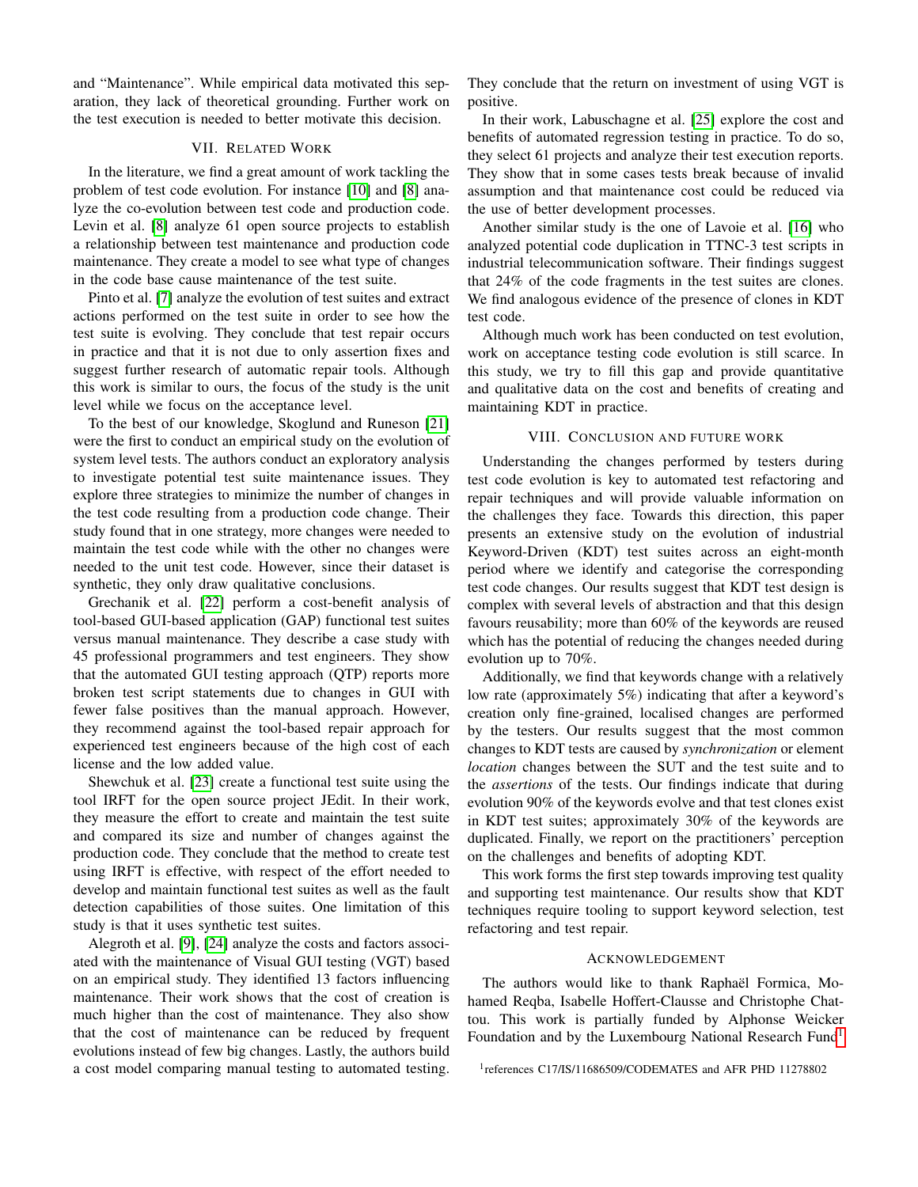and "Maintenance". While empirical data motivated this separation, they lack of theoretical grounding. Further work on the test execution is needed to better motivate this decision.

## VII. Related Work

In the literature, we find a great amount of work tackling the problem of test code evolution. For instance [10] and [8] analyze the co-evolution between test code and production code. Levin et al. [8] analyze 61 open source projects to establish a relationship between test maintenance and production code maintenance. They create a model to see what type of changes in the code base cause maintenance of the test suite.

Pinto et al. [7] analyze the evolution of test suites and extract actions performed on the test suite in order to see how the test suite is evolving. They conclude that test repair occurs in practice and that it is not due to only assertion fixes and suggest further research of automatic repair tools. Although this work is similar to ours, the focus of the study is the unit level while we focus on the acceptance level.

To the best of our knowledge, Skoglund and Runeson [21] were the first to conduct an empirical study on the evolution of system level tests. The authors conduct an exploratory analysis to investigate potential test suite maintenance issues. They explore three strategies to minimize the number of changes in the test code resulting from a production code change. Their study found that in one strategy, more changes were needed to maintain the test code while with the other no changes were needed to the unit test code. However, since their dataset is synthetic, they only draw qualitative conclusions.

Grechanik et al. [22] perform a cost-benefit analysis of tool-based GUI-based application (GAP) functional test suites versus manual maintenance. They describe a case study with 45 professional programmers and test engineers. They show that the automated GUI testing approach (QTP) reports more broken test script statements due to changes in GUI with fewer false positives than the manual approach. However, they recommend against the tool-based repair approach for experienced test engineers because of the high cost of each license and the low added value.

Shewchuk et al. [23] create a functional test suite using the tool IRFT for the open source project JEdit. In their work, they measure the effort to create and maintain the test suite and compared its size and number of changes against the production code. They conclude that the method to create test using IRFT is effective, with respect of the effort needed to develop and maintain functional test suites as well as the fault detection capabilities of those suites. One limitation of this study is that it uses synthetic test suites.

Alegroth et al. [9], [24] analyze the costs and factors associated with the maintenance of Visual GUI testing (VGT) based on an empirical study. They identified 13 factors influencing maintenance. Their work shows that the cost of creation is much higher than the cost of maintenance. They also show that the cost of maintenance can be reduced by frequent evolutions instead of few big changes. Lastly, the authors build a cost model comparing manual testing to automated testing. They conclude that the return on investment of using VGT is positive.

In their work, Labuschagne et al. [25] explore the cost and benefits of automated regression testing in practice. To do so, they select 61 projects and analyze their test execution reports. They show that in some cases tests break because of invalid assumption and that maintenance cost could be reduced via the use of better development processes.

Another similar study is the one of Lavoie et al. [16] who analyzed potential code duplication in TTNC-3 test scripts in industrial telecommunication software. Their findings suggest that 24% of the code fragments in the test suites are clones. We find analogous evidence of the presence of clones in KDT test code.

Although much work has been conducted on test evolution, work on acceptance testing code evolution is still scarce. In this study, we try to fill this gap and provide quantitative and qualitative data on the cost and benefits of creating and maintaining KDT in practice.

## VIII. Conclusion and Future Work

Understanding the changes performed by testers during test code evolution is key to automated test refactoring and repair techniques and will provide valuable information on the challenges they face. Towards this direction, this paper presents an extensive study on the evolution of industrial Keyword-Driven (KDT) test suites across an eight-month period where we identify and categorise the corresponding test code changes. Our results suggest that KDT test design is complex with several levels of abstraction and that this design favours reusability; more than 60% of the keywords are reused which has the potential of reducing the changes needed during evolution up to 70%.

Additionally, we find that keywords change with a relatively low rate (approximately 5%) indicating that after a keyword's creation only fine-grained, localised changes are performed by the testers. Our results suggest that the most common changes to KDT tests are caused by *synchronization* or element *location* changes between the SUT and the test suite and to the *assertions* of the tests. Our findings indicate that during evolution 90% of the keywords evolve and that test clones exist in KDT test suites; approximately 30% of the keywords are duplicated. Finally, we report on the practitioners' perception on the challenges and benefits of adopting KDT.

This work forms the first step towards improving test quality and supporting test maintenance. Our results show that KDT techniques require tooling to support keyword selection, test refactoring and test repair.

## Acknowledgement

The authors would like to thank Raphaël Formica, Mohamed Reqba, Isabelle Hoffert-Clausse and Christophe Chattou. This work is partially funded by Alphonse Weicker Foundation and by the Luxembourg National Research Fund[1]

[1] references C17/IS/11686509/CODEMATES and AFR PHD 11278802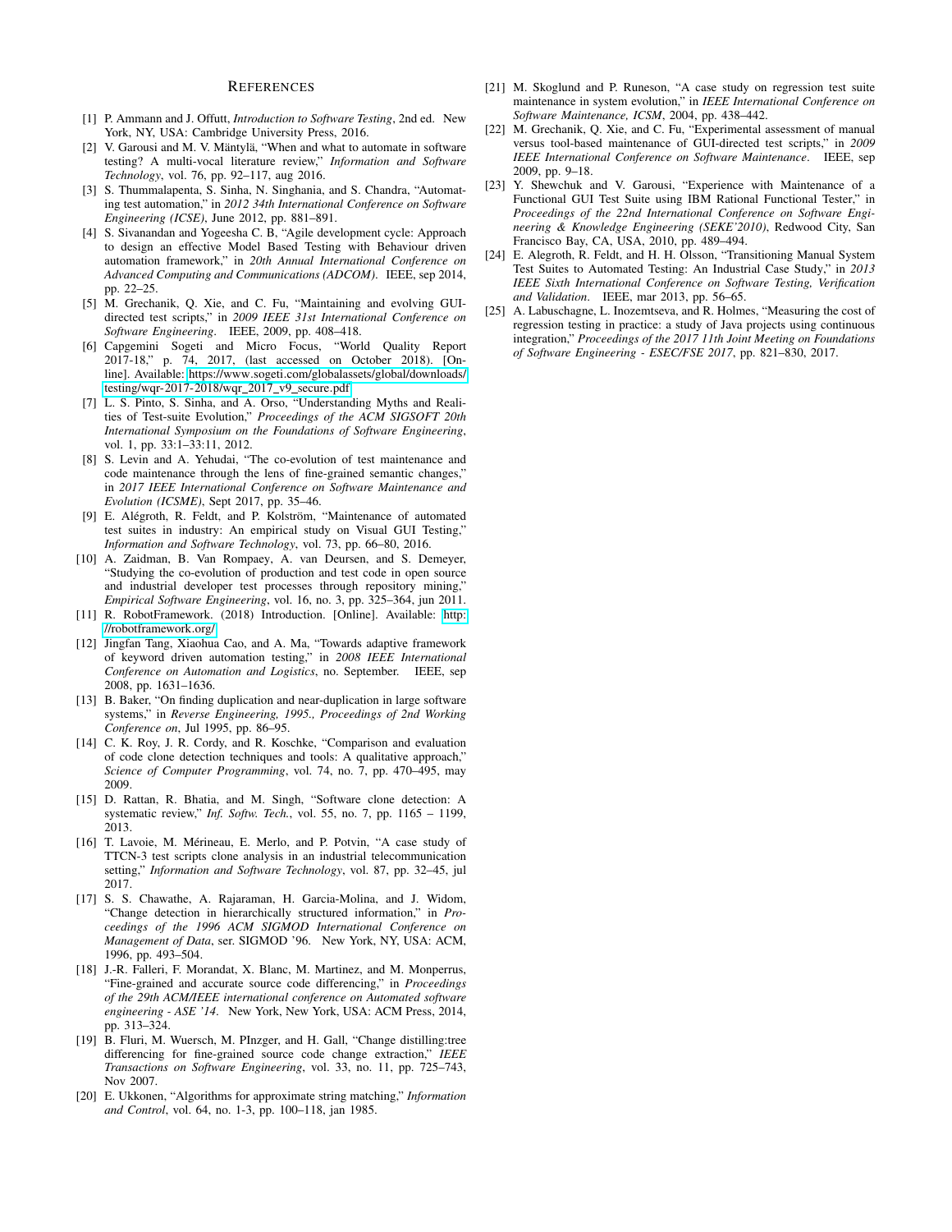## References

[1] P. Ammann and J. Offutt, *Introduction to Software Testing*, 2nd ed. New York, NY, USA: Cambridge University Press, 2016.

[2] V. Garousi and M. V. Mäntylä, "When and what to automate in software testing? A multi-vocal literature review," *Information and Software Technology*, vol. 76, pp. 92–117, aug 2016.

[3] S. Thummalapenta, S. Sinha, N. Singhania, and S. Chandra, "Automating test automation," in *2012 34th International Conference on Software Engineering (ICSE)*, June 2012, pp. 881–891.

[4] S. Sivanandan and Yogeesha C. B, "Agile development cycle: Approach to design an effective Model Based Testing with Behaviour driven automation framework," in *20th Annual International Conference on Advanced Computing and Communications (ADCOM)*. IEEE, sep 2014, pp. 22–25.

[5] M. Grechanik, Q. Xie, and C. Fu, "Maintaining and evolving GUI-directed test scripts," in *2009 IEEE 31st International Conference on Software Engineering*. IEEE, 2009, pp. 408–418.

[6] Capgemini Sogeti and Micro Focus, "World Quality Report 2017-18," p. 74, 2017, (last accessed on October 2018). [Online]. Available: https://www.sogeti.com/globalassets/global/downloads/testing/wqr-2017-2018/wqr_2017_v9_secure.pdf

[7] L. S. Pinto, S. Sinha, and A. Orso, "Understanding Myths and Realities of Test-suite Evolution," *Proceedings of the ACM SIGSOFT 20th International Symposium on the Foundations of Software Engineering*, vol. 1, pp. 33:1–33:11, 2012.

[8] S. Levin and A. Yehudai, "The co-evolution of test maintenance and code maintenance through the lens of fine-grained semantic changes," in *2017 IEEE International Conference on Software Maintenance and Evolution (ICSME)*, Sept 2017, pp. 35–46.

[9] E. Alégroth, R. Feldt, and P. Kolström, "Maintenance of automated test suites in industry: An empirical study on Visual GUI Testing," *Information and Software Technology*, vol. 73, pp. 66–80, 2016.

[10] A. Zaidman, B. Van Rompaey, A. van Deursen, and S. Demeyer, "Studying the co-evolution of production and test code in open source and industrial developer test processes through repository mining," *Empirical Software Engineering*, vol. 16, no. 3, pp. 325–364, jun 2011.

[11] R. RobotFramework. (2018) Introduction. [Online]. Available: http://robotframework.org/

[12] Jingfan Tang, Xiaohua Cao, and A. Ma, "Towards adaptive framework of keyword driven automation testing," in *2008 IEEE International Conference on Automation and Logistics*, no. September. IEEE, sep 2008, pp. 1631–1636.

[13] B. Baker, "On finding duplication and near-duplication in large software systems," in *Reverse Engineering, 1995., Proceedings of 2nd Working Conference on*, Jul 1995, pp. 86–95.

[14] C. K. Roy, J. R. Cordy, and R. Koschke, "Comparison and evaluation of code clone detection techniques and tools: A qualitative approach," *Science of Computer Programming*, vol. 74, no. 7, pp. 470–495, may 2009.

[15] D. Rattan, R. Bhatia, and M. Singh, "Software clone detection: A systematic review," *Inf. Softw. Tech.*, vol. 55, no. 7, pp. 1165 – 1199, 2013.

[16] T. Lavoie, M. Mérineau, E. Merlo, and P. Potvin, "A case study of TTCN-3 test scripts clone analysis in an industrial telecommunication setting," *Information and Software Technology*, vol. 87, pp. 32–45, jul 2017.

[17] S. S. Chawathe, A. Rajaraman, H. Garcia-Molina, and J. Widom, "Change detection in hierarchically structured information," in *Proceedings of the 1996 ACM SIGMOD International Conference on Management of Data*, ser. SIGMOD '96. New York, NY, USA: ACM, 1996, pp. 493–504.

[18] J.-R. Falleri, F. Morandat, X. Blanc, M. Martinez, and M. Monperrus, "Fine-grained and accurate source code differencing," in *Proceedings of the 29th ACM/IEEE international conference on Automated software engineering - ASE '14*. New York, New York, USA: ACM Press, 2014, pp. 313–324.

[19] B. Fluri, M. Wuersch, M. PInzger, and H. Gall, "Change distilling:tree differencing for fine-grained source code change extraction," *IEEE Transactions on Software Engineering*, vol. 33, no. 11, pp. 725–743, Nov 2007.

[20] E. Ukkonen, "Algorithms for approximate string matching," *Information and Control*, vol. 64, no. 1-3, pp. 100–118, jan 1985.

[21] M. Skoglund and P. Runeson, "A case study on regression test suite maintenance in system evolution," in *IEEE International Conference on Software Maintenance, ICSM*, 2004, pp. 438–442.

[22] M. Grechanik, Q. Xie, and C. Fu, "Experimental assessment of manual versus tool-based maintenance of GUI-directed test scripts," in *2009 IEEE International Conference on Software Maintenance*. IEEE, sep 2009, pp. 9–18.

[23] Y. Shewchuk and V. Garousi, "Experience with Maintenance of a Functional GUI Test Suite using IBM Rational Functional Tester," in *Proceedings of the 22nd International Conference on Software Engineering & Knowledge Engineering (SEKE'2010)*, Redwood City, San Francisco Bay, CA, USA, 2010, pp. 489–494.

[24] E. Alegroth, R. Feldt, and H. H. Olsson, "Transitioning Manual System Test Suites to Automated Testing: An Industrial Case Study," in *2013 IEEE Sixth International Conference on Software Testing, Verification and Validation*. IEEE, mar 2013, pp. 56–65.

[25] A. Labuschagne, L. Inozemtseva, and R. Holmes, "Measuring the cost of regression testing in practice: a study of Java projects using continuous integration," *Proceedings of the 2017 11th Joint Meeting on Foundations of Software Engineering - ESEC/FSE 2017*, pp. 821–830, 2017.